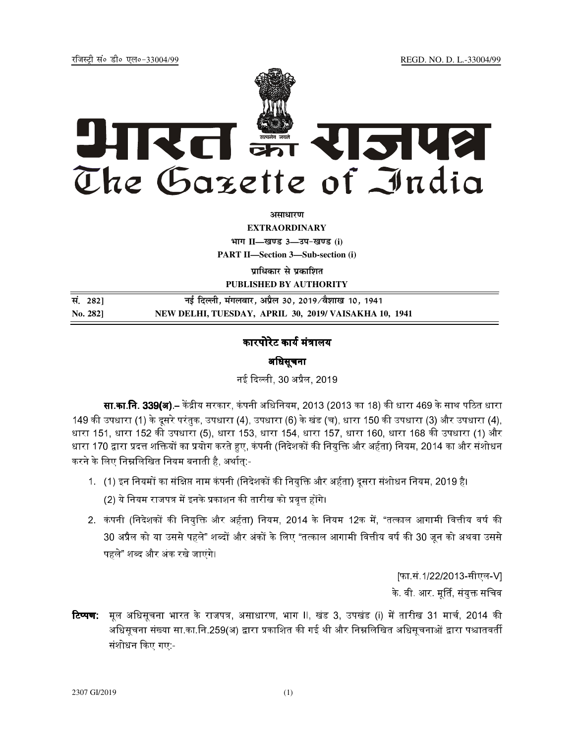रजिस्ट्री सं॰ डी॰ एल॰-33004/99 REGD. NO. D. L.-33004/99

# भारत का राजपत्र
# The Gazette of India

**असाधारण**

**EXTRAORDINARY**

**भाग II—खण्ड 3—उप-खण्ड (i)**

**PART II—Section 3—Sub-section (i)**

**प्राधिकार से प्रकाशित**

**PUBLISHED BY AUTHORITY**

| सं. 282] | नई दिल्ली, मंगलवार, अप्रैल 30, 2019/वैशाख 10, 1941 |
|---|---|
| No. 282] | NEW DELHI, TUESDAY, APRIL 30, 2019/ VAISAKHA 10, 1941 |

## कारपोरेट कार्य मंत्रालय

### अधिसूचना

नई दिल्ली, 30 अप्रैल, 2019

**सा.का.नि. 339(अ).**– केंद्रीय सरकार, कंपनी अधिनियम, 2013 (2013 का 18) की धारा 469 के साथ पठित धारा 149 की उपधारा (1) के दूसरे परंतुक, उपधारा (4), उपधारा (6) के खंड (च), धारा 150 की उपधारा (3) और उपधारा (4), धारा 151, धारा 152 की उपधारा (5), धारा 153, धारा 154, धारा 157, धारा 160, धारा 168 की उपधारा (1) और धारा 170 द्वारा प्रदत्त शक्तियों का प्रयोग करते हुए, कंपनी (निदेशकों की नियुक्ति और अर्हता) नियम, 2014 का और संशोधन करने के लिए निम्नलिखित नियम बनाती है, अर्थात्:-

1. (1) इन नियमों का संक्षिप्त नाम कंपनी (निदेशकों की नियुक्ति और अर्हता) दूसरा संशोधन नियम, 2019 है।

   (2) ये नियम राजपत्र में इनके प्रकाशन की तारीख को प्रवृत्त होंगे।

2. कंपनी (निदेशकों की नियुक्ति और अर्हता) नियम, 2014 के नियम 12क में, "तत्काल आगामी वित्तीय वर्ष की 30 अप्रैल को या उससे पहले" शब्दों और अंकों के लिए "तत्काल आगामी वित्तीय वर्ष की 30 जून को अथवा उससे पहले" शब्द और अंक रखे जाएंगे।

[फा.सं.1/22/2013-सीएल-V]

के. वी. आर. मूर्ति, संयुक्त सचिव

**टिप्पण:** मूल अधिसूचना भारत के राजपत्र, असाधारण, भाग II, खंड 3, उपखंड (i) में तारीख 31 मार्च, 2014 की अधिसूचना संख्या सा.का.नि.259(अ) द्वारा प्रकाशित की गई थी और निम्नलिखित अधिसूचनाओं द्वारा पश्चातवर्ती संशोधन किए गए:-

2307 GI/2019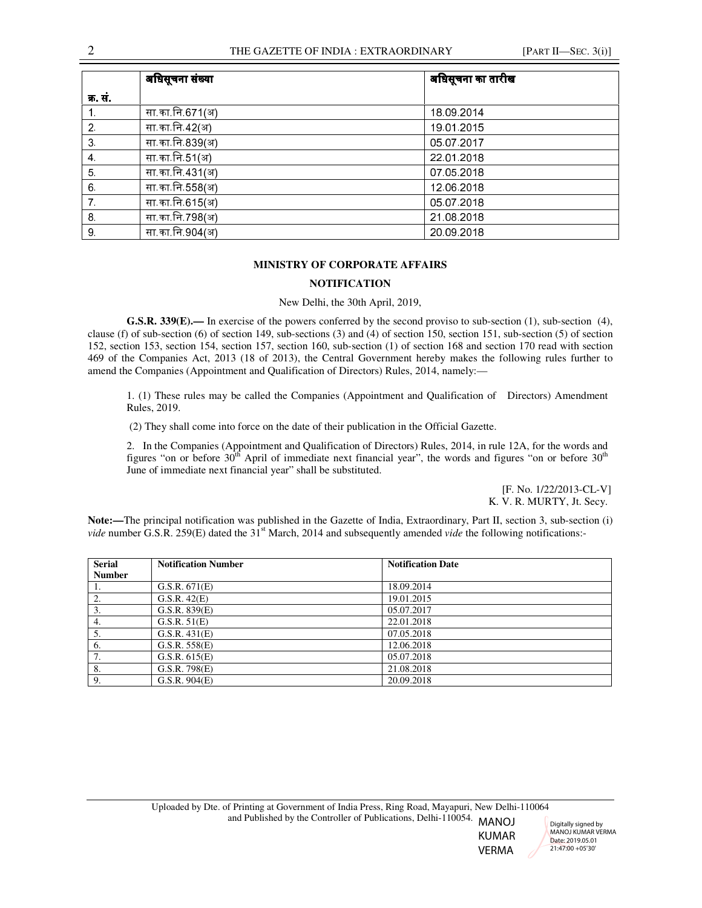| क्र. सं. | अधिसूचना संख्या | अधिसूचना का तारीख |
|---|---|---|
| 1. | सा.का.नि.671(अ) | 18.09.2014 |
| 2. | सा.का.नि.42(अ) | 19.01.2015 |
| 3. | सा.का.नि.839(अ) | 05.07.2017 |
| 4. | सा.का.नि.51(अ) | 22.01.2018 |
| 5. | सा.का.नि.431(अ) | 07.05.2018 |
| 6. | सा.का.नि.558(अ) | 12.06.2018 |
| 7. | सा.का.नि.615(अ) | 05.07.2018 |
| 8. | सा.का.नि.798(अ) | 21.08.2018 |
| 9. | सा.का.नि.904(अ) | 20.09.2018 |

**MINISTRY OF CORPORATE AFFAIRS**

**NOTIFICATION**

New Delhi, the 30th April, 2019,

**G.S.R. 339(E).—** In exercise of the powers conferred by the second proviso to sub-section (1), sub-section (4), clause (f) of sub-section (6) of section 149, sub-sections (3) and (4) of section 150, section 151, sub-section (5) of section 152, section 153, section 154, section 157, section 160, sub-section (1) of section 168 and section 170 read with section 469 of the Companies Act, 2013 (18 of 2013), the Central Government hereby makes the following rules further to amend the Companies (Appointment and Qualification of Directors) Rules, 2014, namely:—

1. (1) These rules may be called the Companies (Appointment and Qualification of Directors) Amendment Rules, 2019.

(2) They shall come into force on the date of their publication in the Official Gazette.

2. In the Companies (Appointment and Qualification of Directors) Rules, 2014, in rule 12A, for the words and figures "on or before 30th April of immediate next financial year", the words and figures "on or before 30th June of immediate next financial year" shall be substituted.

[F. No. 1/22/2013-CL-V]
K. V. R. MURTY, Jt. Secy.

**Note:—**The principal notification was published in the Gazette of India, Extraordinary, Part II, section 3, sub-section (i) *vide* number G.S.R. 259(E) dated the 31st March, 2014 and subsequently amended *vide* the following notifications:-

| Serial Number | Notification Number | Notification Date |
|---|---|---|
| 1. | G.S.R. 671(E) | 18.09.2014 |
| 2. | G.S.R. 42(E) | 19.01.2015 |
| 3. | G.S.R. 839(E) | 05.07.2017 |
| 4. | G.S.R. 51(E) | 22.01.2018 |
| 5. | G.S.R. 431(E) | 07.05.2018 |
| 6. | G.S.R. 558(E) | 12.06.2018 |
| 7. | G.S.R. 615(E) | 05.07.2018 |
| 8. | G.S.R. 798(E) | 21.08.2018 |
| 9. | G.S.R. 904(E) | 20.09.2018 |

Uploaded by Dte. of Printing at Government of India Press, Ring Road, Mayapuri, New Delhi-110064 and Published by the Controller of Publications, Delhi-110054.

MANOJ KUMAR VERMA

Digitally signed by MANOJ KUMAR VERMA Date: 2019.05.01 21:47:00 +05'30'